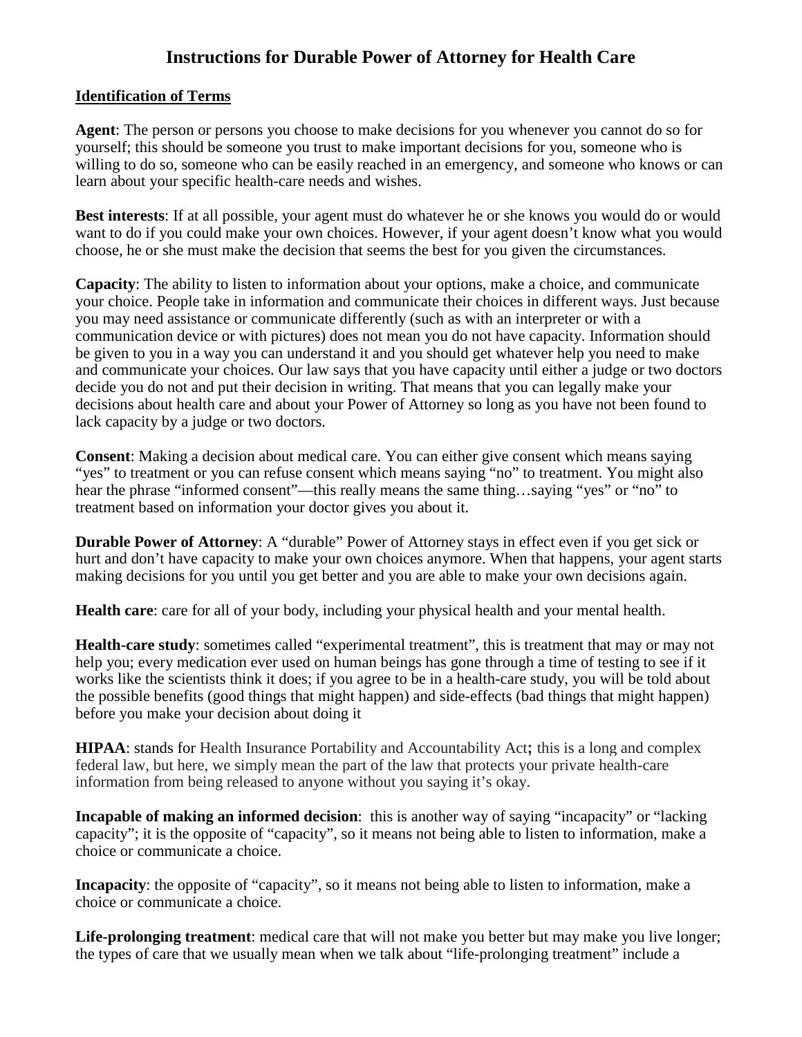# Instructions for Durable Power of Attorney for Health Care

## Identification of Terms

**Agent**: The person or persons you choose to make decisions for you whenever you cannot do so for yourself; this should be someone you trust to make important decisions for you, someone who is willing to do so, someone who can be easily reached in an emergency, and someone who knows or can learn about your specific health-care needs and wishes.

**Best interests**: If at all possible, your agent must do whatever he or she knows you would do or would want to do if you could make your own choices. However, if your agent doesn't know what you would choose, he or she must make the decision that seems the best for you given the circumstances.

**Capacity**: The ability to listen to information about your options, make a choice, and communicate your choice. People take in information and communicate their choices in different ways. Just because you may need assistance or communicate differently (such as with an interpreter or with a communication device or with pictures) does not mean you do not have capacity. Information should be given to you in a way you can understand it and you should get whatever help you need to make and communicate your choices. Our law says that you have capacity until either a judge or two doctors decide you do not and put their decision in writing. That means that you can legally make your decisions about health care and about your Power of Attorney so long as you have not been found to lack capacity by a judge or two doctors.

**Consent**: Making a decision about medical care. You can either give consent which means saying "yes" to treatment or you can refuse consent which means saying "no" to treatment. You might also hear the phrase "informed consent"—this really means the same thing…saying "yes" or "no" to treatment based on information your doctor gives you about it.

**Durable Power of Attorney**: A "durable" Power of Attorney stays in effect even if you get sick or hurt and don't have capacity to make your own choices anymore. When that happens, your agent starts making decisions for you until you get better and you are able to make your own decisions again.

**Health care**: care for all of your body, including your physical health and your mental health.

**Health-care study**: sometimes called "experimental treatment", this is treatment that may or may not help you; every medication ever used on human beings has gone through a time of testing to see if it works like the scientists think it does; if you agree to be in a health-care study, you will be told about the possible benefits (good things that might happen) and side-effects (bad things that might happen) before you make your decision about doing it

**HIPAA**: stands for Health Insurance Portability and Accountability Act**;** this is a long and complex federal law, but here, we simply mean the part of the law that protects your private health-care information from being released to anyone without you saying it's okay.

**Incapable of making an informed decision**: this is another way of saying "incapacity" or "lacking capacity"; it is the opposite of "capacity", so it means not being able to listen to information, make a choice or communicate a choice.

**Incapacity**: the opposite of "capacity", so it means not being able to listen to information, make a choice or communicate a choice.

**Life-prolonging treatment**: medical care that will not make you better but may make you live longer; the types of care that we usually mean when we talk about "life-prolonging treatment" include a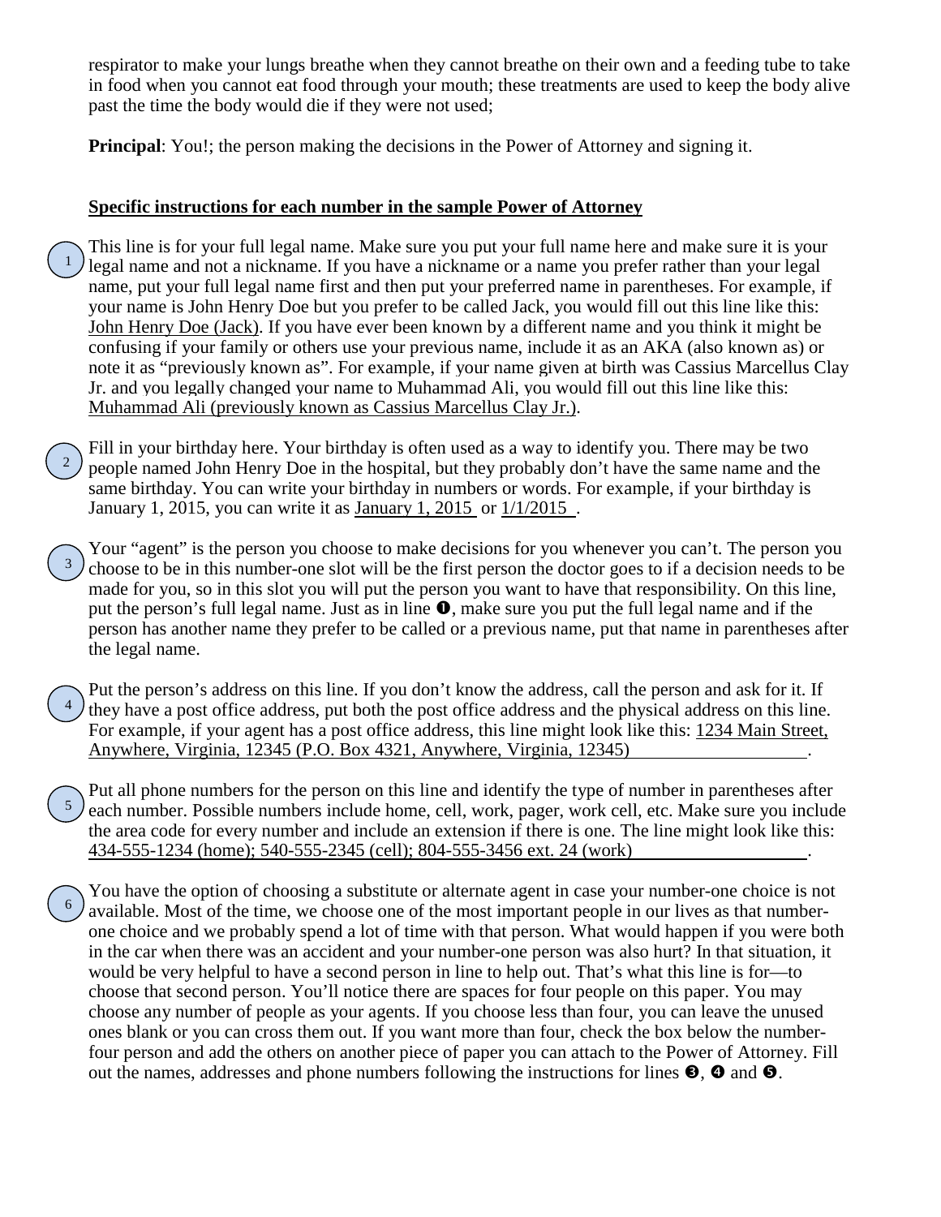respirator to make your lungs breathe when they cannot breathe on their own and a feeding tube to take in food when you cannot eat food through your mouth; these treatments are used to keep the body alive past the time the body would die if they were not used;

**Principal**: You!; the person making the decisions in the Power of Attorney and signing it.

## Specific instructions for each number in the sample Power of Attorney

1. This line is for your full legal name. Make sure you put your full name here and make sure it is your legal name and not a nickname. If you have a nickname or a name you prefer rather than your legal name, put your full legal name first and then put your preferred name in parentheses. For example, if your name is John Henry Doe but you prefer to be called Jack, you would fill out this line like this: John Henry Doe (Jack). If you have ever been known by a different name and you think it might be confusing if your family or others use your previous name, include it as an AKA (also known as) or note it as "previously known as". For example, if your name given at birth was Cassius Marcellus Clay Jr. and you legally changed your name to Muhammad Ali, you would fill out this line like this: Muhammad Ali (previously known as Cassius Marcellus Clay Jr.).

2. Fill in your birthday here. Your birthday is often used as a way to identify you. There may be two people named John Henry Doe in the hospital, but they probably don't have the same name and the same birthday. You can write your birthday in numbers or words. For example, if your birthday is January 1, 2015, you can write it as January 1, 2015 or 1/1/2015.

3. Your "agent" is the person you choose to make decisions for you whenever you can't. The person you choose to be in this number-one slot will be the first person the doctor goes to if a decision needs to be made for you, so in this slot you will put the person you want to have that responsibility. On this line, put the person's full legal name. Just as in line ❶, make sure you put the full legal name and if the person has another name they prefer to be called or a previous name, put that name in parentheses after the legal name.

4. Put the person's address on this line. If you don't know the address, call the person and ask for it. If they have a post office address, put both the post office address and the physical address on this line. For example, if your agent has a post office address, this line might look like this: 1234 Main Street, Anywhere, Virginia, 12345 (P.O. Box 4321, Anywhere, Virginia, 12345).

5. Put all phone numbers for the person on this line and identify the type of number in parentheses after each number. Possible numbers include home, cell, work, pager, work cell, etc. Make sure you include the area code for every number and include an extension if there is one. The line might look like this: 434-555-1234 (home); 540-555-2345 (cell); 804-555-3456 ext. 24 (work).

6. You have the option of choosing a substitute or alternate agent in case your number-one choice is not available. Most of the time, we choose one of the most important people in our lives as that number-one choice and we probably spend a lot of time with that person. What would happen if you were both in the car when there was an accident and your number-one person was also hurt? In that situation, it would be very helpful to have a second person in line to help out. That's what this line is for—to choose that second person. You'll notice there are spaces for four people on this paper. You may choose any number of people as your agents. If you choose less than four, you can leave the unused ones blank or you can cross them out. If you want more than four, check the box below the number-four person and add the others on another piece of paper you can attach to the Power of Attorney. Fill out the names, addresses and phone numbers following the instructions for lines ❸, ❹ and ❺.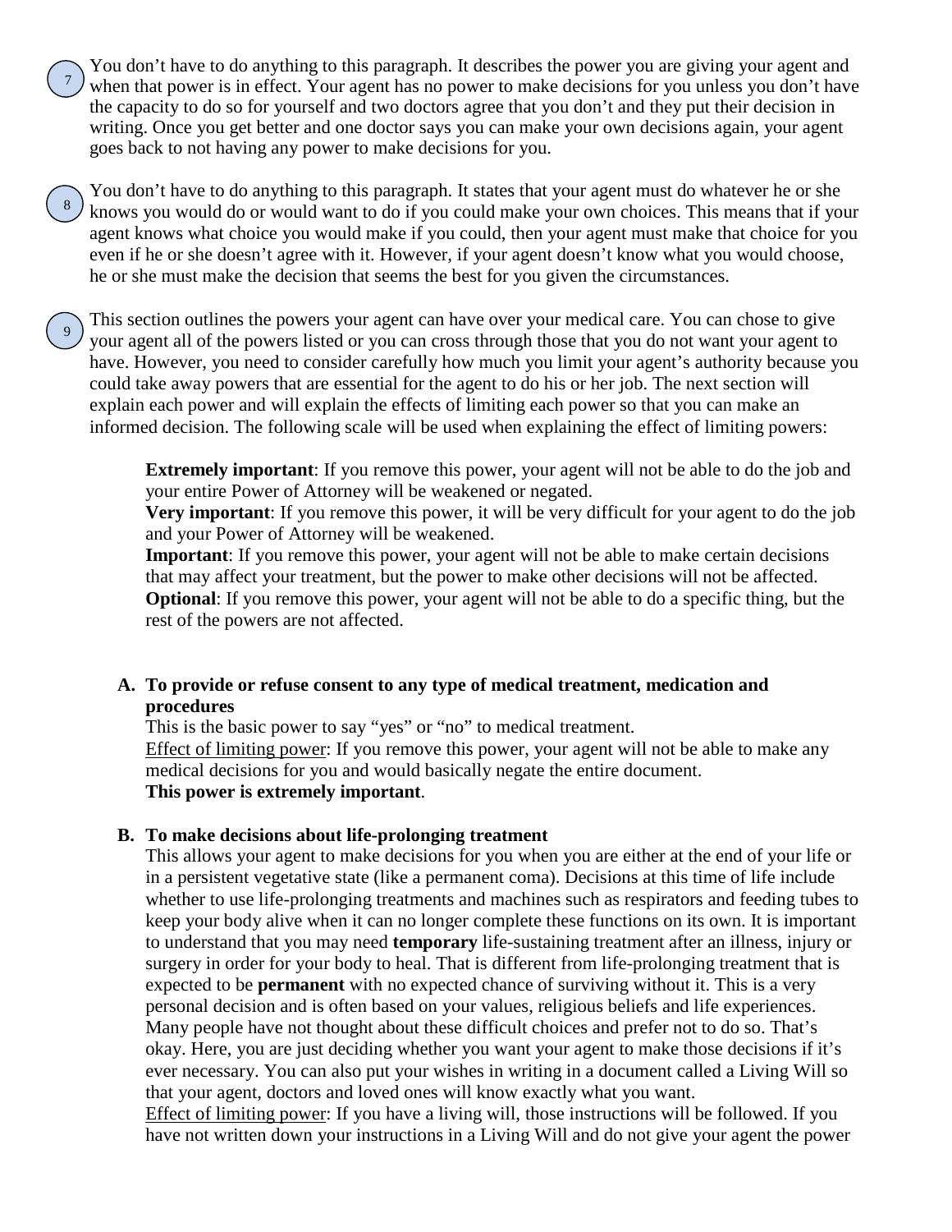7 You don't have to do anything to this paragraph. It describes the power you are giving your agent and when that power is in effect. Your agent has no power to make decisions for you unless you don't have the capacity to do so for yourself and two doctors agree that you don't and they put their decision in writing. Once you get better and one doctor says you can make your own decisions again, your agent goes back to not having any power to make decisions for you.

8 You don't have to do anything to this paragraph. It states that your agent must do whatever he or she knows you would do or would want to do if you could make your own choices. This means that if your agent knows what choice you would make if you could, then your agent must make that choice for you even if he or she doesn't agree with it. However, if your agent doesn't know what you would choose, he or she must make the decision that seems the best for you given the circumstances.

9 This section outlines the powers your agent can have over your medical care. You can chose to give your agent all of the powers listed or you can cross through those that you do not want your agent to have. However, you need to consider carefully how much you limit your agent's authority because you could take away powers that are essential for the agent to do his or her job. The next section will explain each power and will explain the effects of limiting each power so that you can make an informed decision. The following scale will be used when explaining the effect of limiting powers:

> **Extremely important**: If you remove this power, your agent will not be able to do the job and your entire Power of Attorney will be weakened or negated.
> **Very important**: If you remove this power, it will be very difficult for your agent to do the job and your Power of Attorney will be weakened.
> **Important**: If you remove this power, your agent will not be able to make certain decisions that may affect your treatment, but the power to make other decisions will not be affected.
> **Optional**: If you remove this power, your agent will not be able to do a specific thing, but the rest of the powers are not affected.

**A. To provide or refuse consent to any type of medical treatment, medication and procedures**

This is the basic power to say "yes" or "no" to medical treatment.
Effect of limiting power: If you remove this power, your agent will not be able to make any medical decisions for you and would basically negate the entire document.
**This power is extremely important**.

**B. To make decisions about life-prolonging treatment**

This allows your agent to make decisions for you when you are either at the end of your life or in a persistent vegetative state (like a permanent coma). Decisions at this time of life include whether to use life-prolonging treatments and machines such as respirators and feeding tubes to keep your body alive when it can no longer complete these functions on its own. It is important to understand that you may need **temporary** life-sustaining treatment after an illness, injury or surgery in order for your body to heal. That is different from life-prolonging treatment that is expected to be **permanent** with no expected chance of surviving without it. This is a very personal decision and is often based on your values, religious beliefs and life experiences. Many people have not thought about these difficult choices and prefer not to do so. That's okay. Here, you are just deciding whether you want your agent to make those decisions if it's ever necessary. You can also put your wishes in writing in a document called a Living Will so that your agent, doctors and loved ones will know exactly what you want.
Effect of limiting power: If you have a living will, those instructions will be followed. If you have not written down your instructions in a Living Will and do not give your agent the power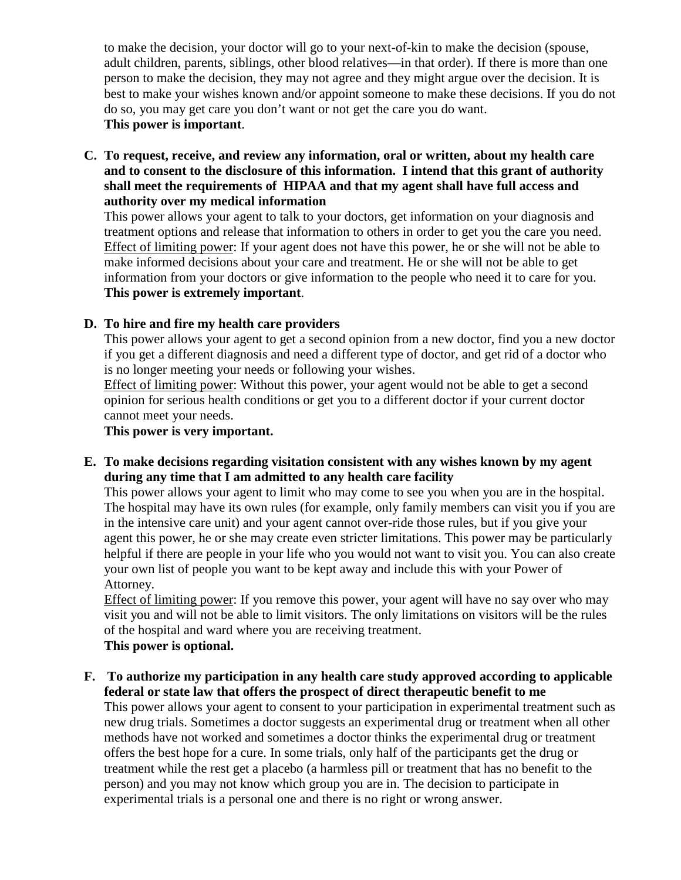to make the decision, your doctor will go to your next-of-kin to make the decision (spouse, adult children, parents, siblings, other blood relatives—in that order). If there is more than one person to make the decision, they may not agree and they might argue over the decision. It is best to make your wishes known and/or appoint someone to make these decisions. If you do not do so, you may get care you don't want or not get the care you do want.
**This power is important**.

**C. To request, receive, and review any information, oral or written, about my health care and to consent to the disclosure of this information. I intend that this grant of authority shall meet the requirements of HIPAA and that my agent shall have full access and authority over my medical information**

This power allows your agent to talk to your doctors, get information on your diagnosis and treatment options and release that information to others in order to get you the care you need.
Effect of limiting power: If your agent does not have this power, he or she will not be able to make informed decisions about your care and treatment. He or she will not be able to get information from your doctors or give information to the people who need it to care for you.
**This power is extremely important**.

**D. To hire and fire my health care providers**

This power allows your agent to get a second opinion from a new doctor, find you a new doctor if you get a different diagnosis and need a different type of doctor, and get rid of a doctor who is no longer meeting your needs or following your wishes.
Effect of limiting power: Without this power, your agent would not be able to get a second opinion for serious health conditions or get you to a different doctor if your current doctor cannot meet your needs.
**This power is very important.**

**E. To make decisions regarding visitation consistent with any wishes known by my agent during any time that I am admitted to any health care facility**

This power allows your agent to limit who may come to see you when you are in the hospital. The hospital may have its own rules (for example, only family members can visit you if you are in the intensive care unit) and your agent cannot over-ride those rules, but if you give your agent this power, he or she may create even stricter limitations. This power may be particularly helpful if there are people in your life who you would not want to visit you. You can also create your own list of people you want to be kept away and include this with your Power of Attorney.
Effect of limiting power: If you remove this power, your agent will have no say over who may visit you and will not be able to limit visitors. The only limitations on visitors will be the rules of the hospital and ward where you are receiving treatment.
**This power is optional.**

**F. To authorize my participation in any health care study approved according to applicable federal or state law that offers the prospect of direct therapeutic benefit to me**

This power allows your agent to consent to your participation in experimental treatment such as new drug trials. Sometimes a doctor suggests an experimental drug or treatment when all other methods have not worked and sometimes a doctor thinks the experimental drug or treatment offers the best hope for a cure. In some trials, only half of the participants get the drug or treatment while the rest get a placebo (a harmless pill or treatment that has no benefit to the person) and you may not know which group you are in. The decision to participate in experimental trials is a personal one and there is no right or wrong answer.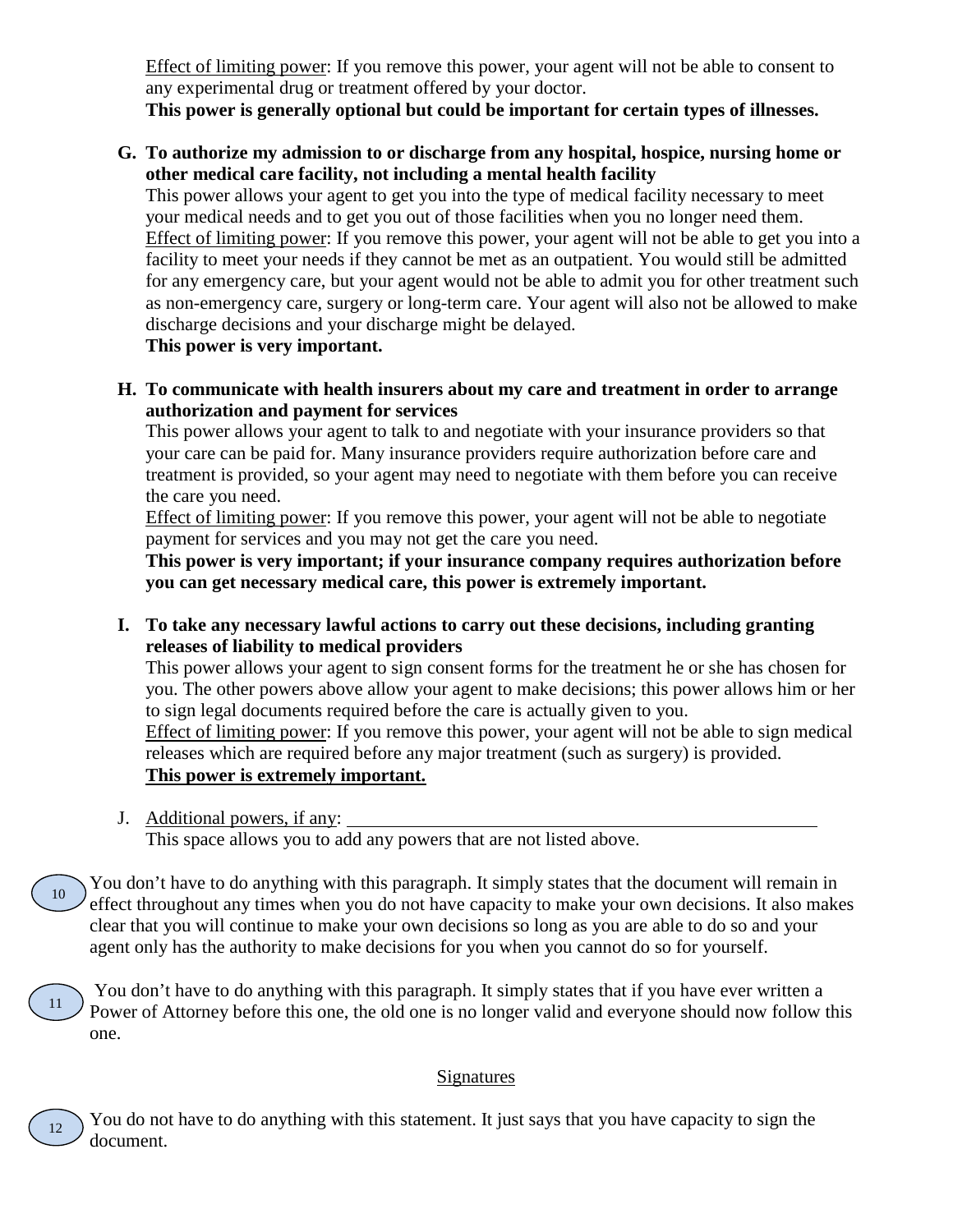Effect of limiting power: If you remove this power, your agent will not be able to consent to any experimental drug or treatment offered by your doctor.
**This power is generally optional but could be important for certain types of illnesses.**

G. **To authorize my admission to or discharge from any hospital, hospice, nursing home or other medical care facility, not including a mental health facility**
   This power allows your agent to get you into the type of medical facility necessary to meet your medical needs and to get you out of those facilities when you no longer need them.
   Effect of limiting power: If you remove this power, your agent will not be able to get you into a facility to meet your needs if they cannot be met as an outpatient. You would still be admitted for any emergency care, but your agent would not be able to admit you for other treatment such as non-emergency care, surgery or long-term care. Your agent will also not be allowed to make discharge decisions and your discharge might be delayed.
   **This power is very important.**

H. **To communicate with health insurers about my care and treatment in order to arrange authorization and payment for services**
   This power allows your agent to talk to and negotiate with your insurance providers so that your care can be paid for. Many insurance providers require authorization before care and treatment is provided, so your agent may need to negotiate with them before you can receive the care you need.
   Effect of limiting power: If you remove this power, your agent will not be able to negotiate payment for services and you may not get the care you need.
   **This power is very important; if your insurance company requires authorization before you can get necessary medical care, this power is extremely important.**

I. **To take any necessary lawful actions to carry out these decisions, including granting releases of liability to medical providers**
   This power allows your agent to sign consent forms for the treatment he or she has chosen for you. The other powers above allow your agent to make decisions; this power allows him or her to sign legal documents required before the care is actually given to you.
   Effect of limiting power: If you remove this power, your agent will not be able to sign medical releases which are required before any major treatment (such as surgery) is provided.
   **This power is extremely important.**

J. Additional powers, if any: ______________________________________________
   This space allows you to add any powers that are not listed above.

10 You don't have to do anything with this paragraph. It simply states that the document will remain in effect throughout any times when you do not have capacity to make your own decisions. It also makes clear that you will continue to make your own decisions so long as you are able to do so and your agent only has the authority to make decisions for you when you cannot do so for yourself.

11 You don't have to do anything with this paragraph. It simply states that if you have ever written a Power of Attorney before this one, the old one is no longer valid and everyone should now follow this one.

## Signatures

12 You do not have to do anything with this statement. It just says that you have capacity to sign the document.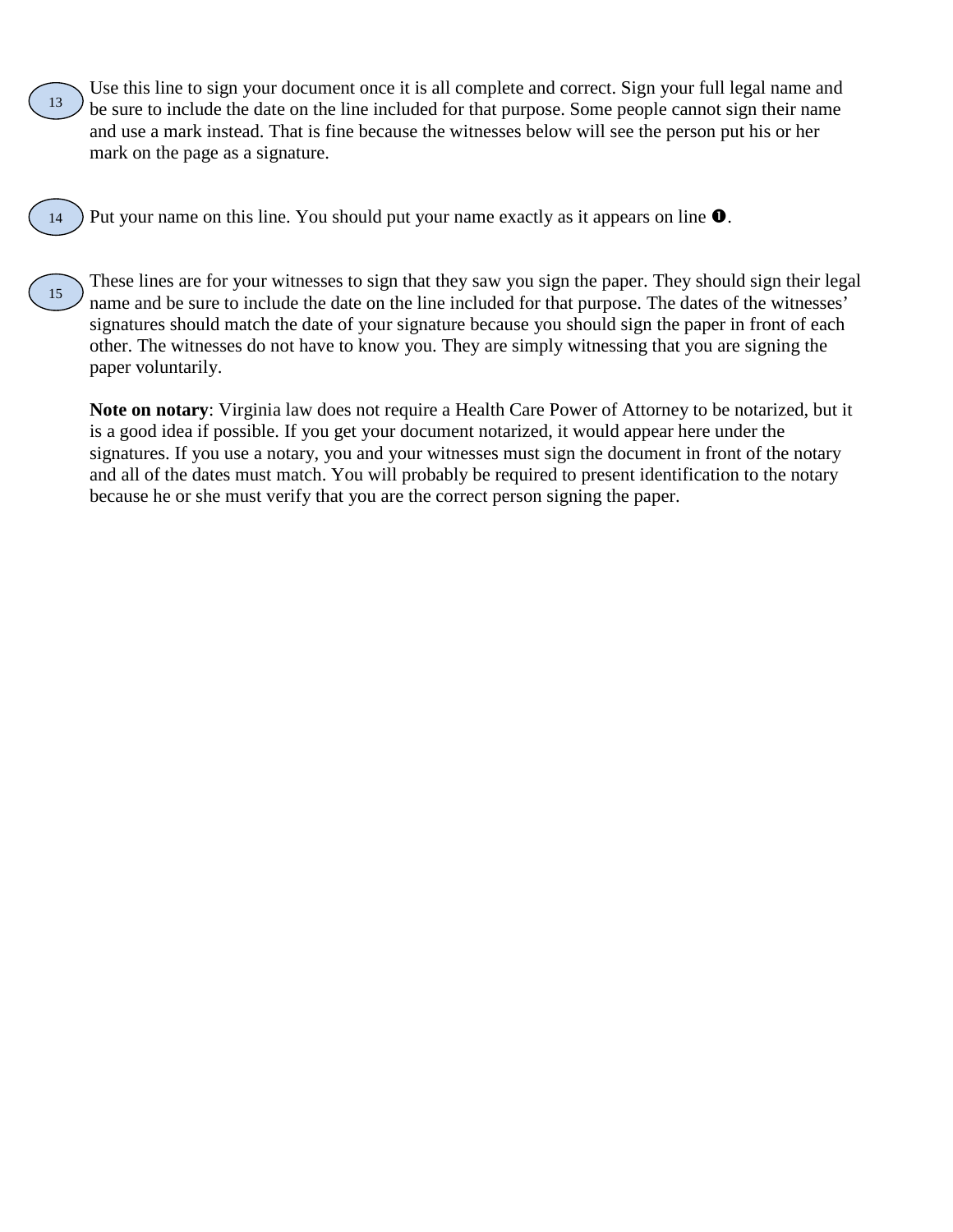13 Use this line to sign your document once it is all complete and correct. Sign your full legal name and be sure to include the date on the line included for that purpose. Some people cannot sign their name and use a mark instead. That is fine because the witnesses below will see the person put his or her mark on the page as a signature.

14 Put your name on this line. You should put your name exactly as it appears on line ❶.

15 These lines are for your witnesses to sign that they saw you sign the paper. They should sign their legal name and be sure to include the date on the line included for that purpose. The dates of the witnesses' signatures should match the date of your signature because you should sign the paper in front of each other. The witnesses do not have to know you. They are simply witnessing that you are signing the paper voluntarily.

**Note on notary**: Virginia law does not require a Health Care Power of Attorney to be notarized, but it is a good idea if possible. If you get your document notarized, it would appear here under the signatures. If you use a notary, you and your witnesses must sign the document in front of the notary and all of the dates must match. You will probably be required to present identification to the notary because he or she must verify that you are the correct person signing the paper.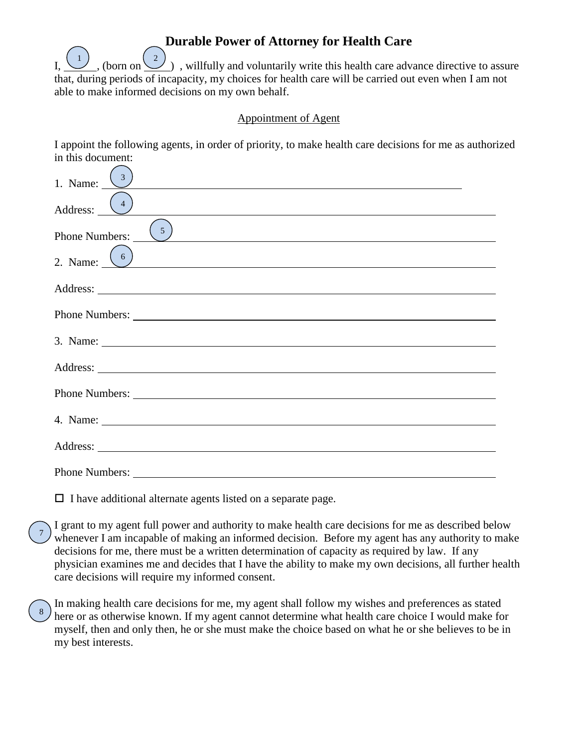# Durable Power of Attorney for Health Care

I, ______, (born on _____) , willfully and voluntarily write this health care advance directive to assure that, during periods of incapacity, my choices for health care will be carried out even when I am not able to make informed decisions on my own behalf.

## Appointment of Agent

I appoint the following agents, in order of priority, to make health care decisions for me as authorized in this document:

1. Name: ____________________________________________

Address: ____________________________________________

Phone Numbers: ____________________________________________

2. Name: ____________________________________________

Address: ____________________________________________

Phone Numbers: ____________________________________________

3. Name: ____________________________________________

Address: ____________________________________________

Phone Numbers: ____________________________________________

4. Name: ____________________________________________

Address: ____________________________________________

Phone Numbers: ____________________________________________

☐ I have additional alternate agents listed on a separate page.

I grant to my agent full power and authority to make health care decisions for me as described below whenever I am incapable of making an informed decision. Before my agent has any authority to make decisions for me, there must be a written determination of capacity as required by law. If any physician examines me and decides that I have the ability to make my own decisions, all further health care decisions will require my informed consent.

In making health care decisions for me, my agent shall follow my wishes and preferences as stated here or as otherwise known. If my agent cannot determine what health care choice I would make for myself, then and only then, he or she must make the choice based on what he or she believes to be in my best interests.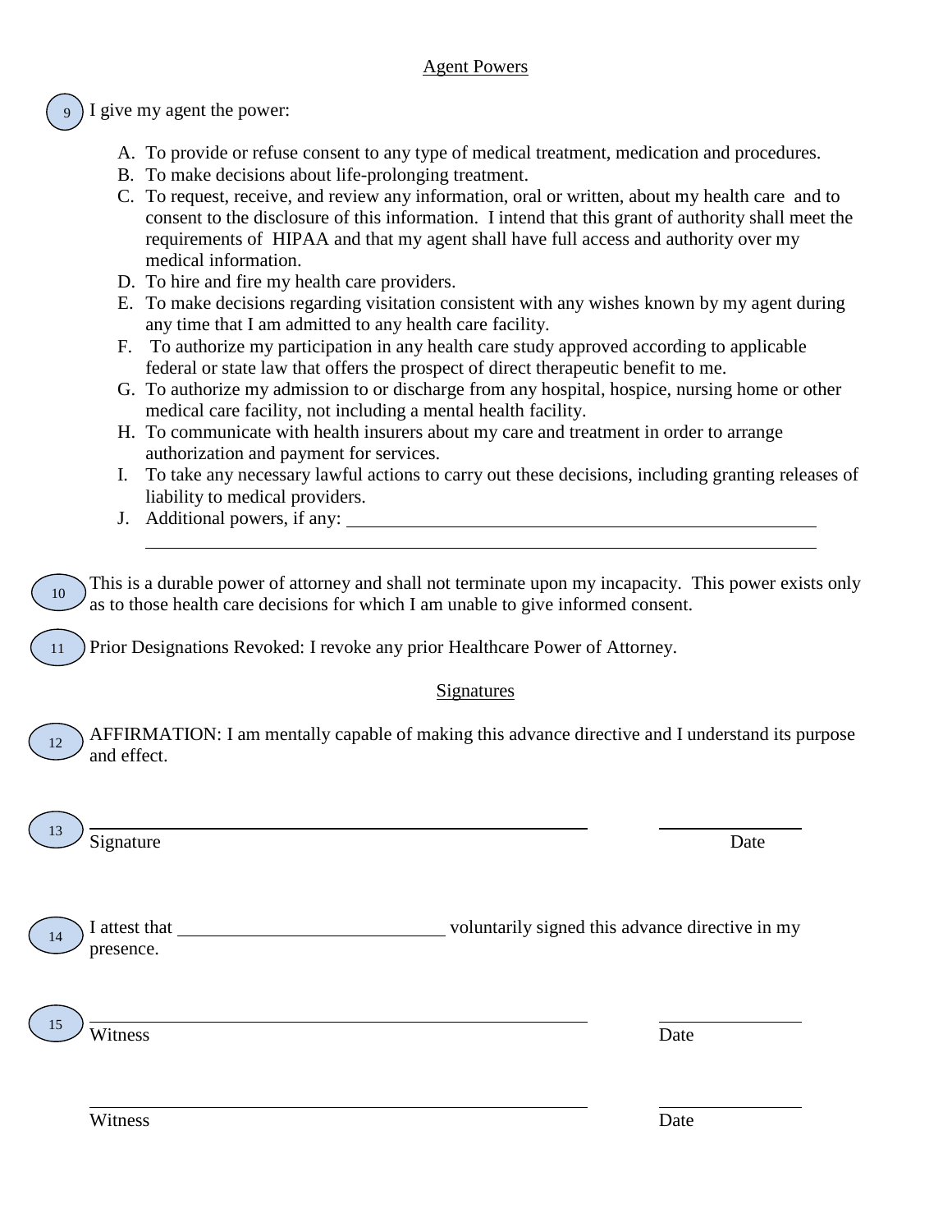## Agent Powers

9 I give my agent the power:

A. To provide or refuse consent to any type of medical treatment, medication and procedures.
B. To make decisions about life-prolonging treatment.
C. To request, receive, and review any information, oral or written, about my health care and to consent to the disclosure of this information. I intend that this grant of authority shall meet the requirements of HIPAA and that my agent shall have full access and authority over my medical information.
D. To hire and fire my health care providers.
E. To make decisions regarding visitation consistent with any wishes known by my agent during any time that I am admitted to any health care facility.
F. To authorize my participation in any health care study approved according to applicable federal or state law that offers the prospect of direct therapeutic benefit to me.
G. To authorize my admission to or discharge from any hospital, hospice, nursing home or other medical care facility, not including a mental health facility.
H. To communicate with health insurers about my care and treatment in order to arrange authorization and payment for services.
I. To take any necessary lawful actions to carry out these decisions, including granting releases of liability to medical providers.
J. Additional powers, if any: ______________________________________________________

______________________________________________________________________

10 This is a durable power of attorney and shall not terminate upon my incapacity. This power exists only as to those health care decisions for which I am unable to give informed consent.

11 Prior Designations Revoked: I revoke any prior Healthcare Power of Attorney.

## Signatures

12 AFFIRMATION: I am mentally capable of making this advance directive and I understand its purpose and effect.

13 ______________________________________________ ______________

Signature Date

14 I attest that ______________________________ voluntarily signed this advance directive in my presence.

15 ______________________________________________ ______________

Witness Date

______________________________________________ ______________

Witness Date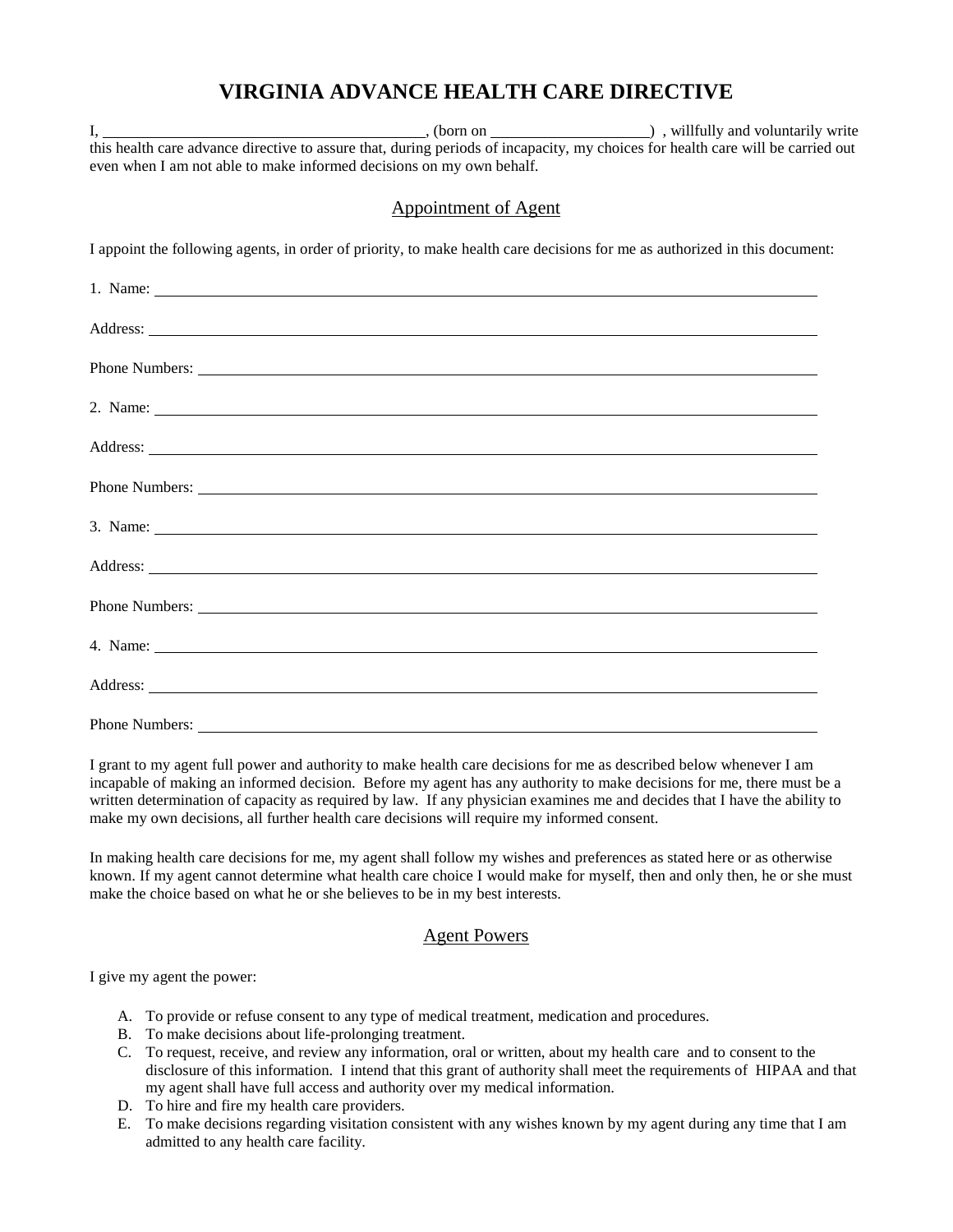# VIRGINIA ADVANCE HEALTH CARE DIRECTIVE

I, \_\_\_\_\_\_\_\_\_\_\_\_\_\_\_\_\_\_\_\_\_\_\_\_\_\_\_\_\_\_\_\_\_\_\_\_\_\_\_\_, (born on \_\_\_\_\_\_\_\_\_\_\_\_\_\_\_\_\_\_\_\_) , willfully and voluntarily write this health care advance directive to assure that, during periods of incapacity, my choices for health care will be carried out even when I am not able to make informed decisions on my own behalf.

## Appointment of Agent

I appoint the following agents, in order of priority, to make health care decisions for me as authorized in this document:

1. Name: \_\_\_\_\_\_\_\_\_\_\_\_\_\_\_\_\_\_\_\_\_\_\_\_\_\_\_\_\_\_\_\_\_\_\_\_\_\_\_\_\_\_\_\_\_\_\_\_\_\_\_\_\_\_\_\_

Address: \_\_\_\_\_\_\_\_\_\_\_\_\_\_\_\_\_\_\_\_\_\_\_\_\_\_\_\_\_\_\_\_\_\_\_\_\_\_\_\_\_\_\_\_\_\_\_\_\_\_\_\_\_\_\_\_

Phone Numbers: \_\_\_\_\_\_\_\_\_\_\_\_\_\_\_\_\_\_\_\_\_\_\_\_\_\_\_\_\_\_\_\_\_\_\_\_\_\_\_\_\_\_\_\_\_\_\_\_\_\_

2. Name: \_\_\_\_\_\_\_\_\_\_\_\_\_\_\_\_\_\_\_\_\_\_\_\_\_\_\_\_\_\_\_\_\_\_\_\_\_\_\_\_\_\_\_\_\_\_\_\_\_\_\_\_\_\_\_\_

Address: \_\_\_\_\_\_\_\_\_\_\_\_\_\_\_\_\_\_\_\_\_\_\_\_\_\_\_\_\_\_\_\_\_\_\_\_\_\_\_\_\_\_\_\_\_\_\_\_\_\_\_\_\_\_\_\_

Phone Numbers: \_\_\_\_\_\_\_\_\_\_\_\_\_\_\_\_\_\_\_\_\_\_\_\_\_\_\_\_\_\_\_\_\_\_\_\_\_\_\_\_\_\_\_\_\_\_\_\_\_\_

3. Name: \_\_\_\_\_\_\_\_\_\_\_\_\_\_\_\_\_\_\_\_\_\_\_\_\_\_\_\_\_\_\_\_\_\_\_\_\_\_\_\_\_\_\_\_\_\_\_\_\_\_\_\_\_\_\_\_

Address: \_\_\_\_\_\_\_\_\_\_\_\_\_\_\_\_\_\_\_\_\_\_\_\_\_\_\_\_\_\_\_\_\_\_\_\_\_\_\_\_\_\_\_\_\_\_\_\_\_\_\_\_\_\_\_\_

Phone Numbers: \_\_\_\_\_\_\_\_\_\_\_\_\_\_\_\_\_\_\_\_\_\_\_\_\_\_\_\_\_\_\_\_\_\_\_\_\_\_\_\_\_\_\_\_\_\_\_\_\_\_

4. Name: \_\_\_\_\_\_\_\_\_\_\_\_\_\_\_\_\_\_\_\_\_\_\_\_\_\_\_\_\_\_\_\_\_\_\_\_\_\_\_\_\_\_\_\_\_\_\_\_\_\_\_\_\_\_\_\_

Address: \_\_\_\_\_\_\_\_\_\_\_\_\_\_\_\_\_\_\_\_\_\_\_\_\_\_\_\_\_\_\_\_\_\_\_\_\_\_\_\_\_\_\_\_\_\_\_\_\_\_\_\_\_\_\_\_

Phone Numbers: \_\_\_\_\_\_\_\_\_\_\_\_\_\_\_\_\_\_\_\_\_\_\_\_\_\_\_\_\_\_\_\_\_\_\_\_\_\_\_\_\_\_\_\_\_\_\_\_\_\_

I grant to my agent full power and authority to make health care decisions for me as described below whenever I am incapable of making an informed decision. Before my agent has any authority to make decisions for me, there must be a written determination of capacity as required by law. If any physician examines me and decides that I have the ability to make my own decisions, all further health care decisions will require my informed consent.

In making health care decisions for me, my agent shall follow my wishes and preferences as stated here or as otherwise known. If my agent cannot determine what health care choice I would make for myself, then and only then, he or she must make the choice based on what he or she believes to be in my best interests.

## Agent Powers

I give my agent the power:

A. To provide or refuse consent to any type of medical treatment, medication and procedures.
B. To make decisions about life-prolonging treatment.
C. To request, receive, and review any information, oral or written, about my health care and to consent to the disclosure of this information. I intend that this grant of authority shall meet the requirements of HIPAA and that my agent shall have full access and authority over my medical information.
D. To hire and fire my health care providers.
E. To make decisions regarding visitation consistent with any wishes known by my agent during any time that I am admitted to any health care facility.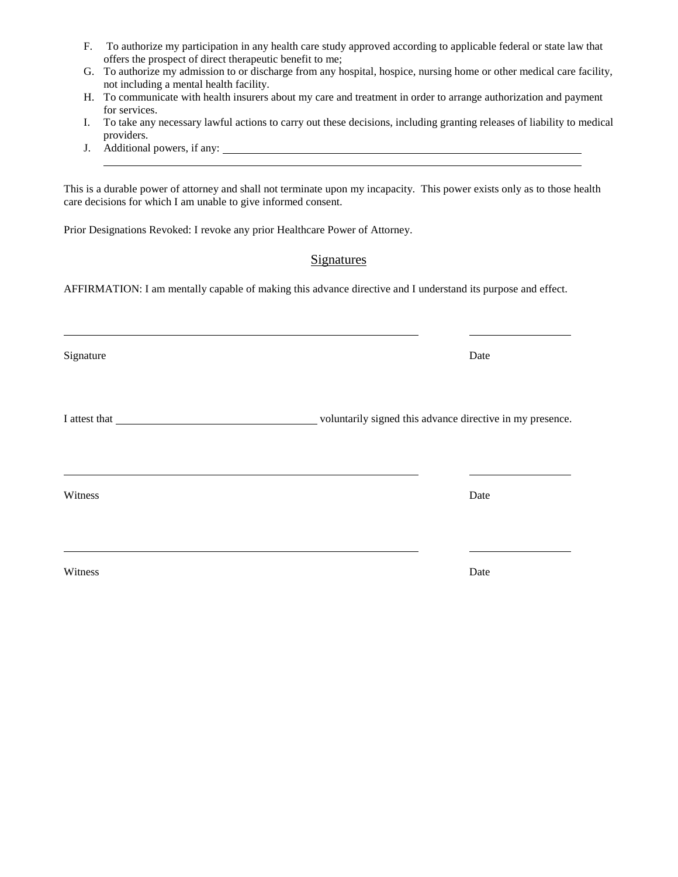F. To authorize my participation in any health care study approved according to applicable federal or state law that offers the prospect of direct therapeutic benefit to me;
G. To authorize my admission to or discharge from any hospital, hospice, nursing home or other medical care facility, not including a mental health facility.
H. To communicate with health insurers about my care and treatment in order to arrange authorization and payment for services.
I. To take any necessary lawful actions to carry out these decisions, including granting releases of liability to medical providers.
J. Additional powers, if any: ______________________________________________________________

______________________________________________________________

This is a durable power of attorney and shall not terminate upon my incapacity. This power exists only as to those health care decisions for which I am unable to give informed consent.

Prior Designations Revoked: I revoke any prior Healthcare Power of Attorney.

## Signatures

AFFIRMATION: I am mentally capable of making this advance directive and I understand its purpose and effect.

______________________________________________ ________________

Signature Date

I attest that ______________________________ voluntarily signed this advance directive in my presence.

______________________________________________ ________________

Witness Date

______________________________________________ ________________

Witness Date